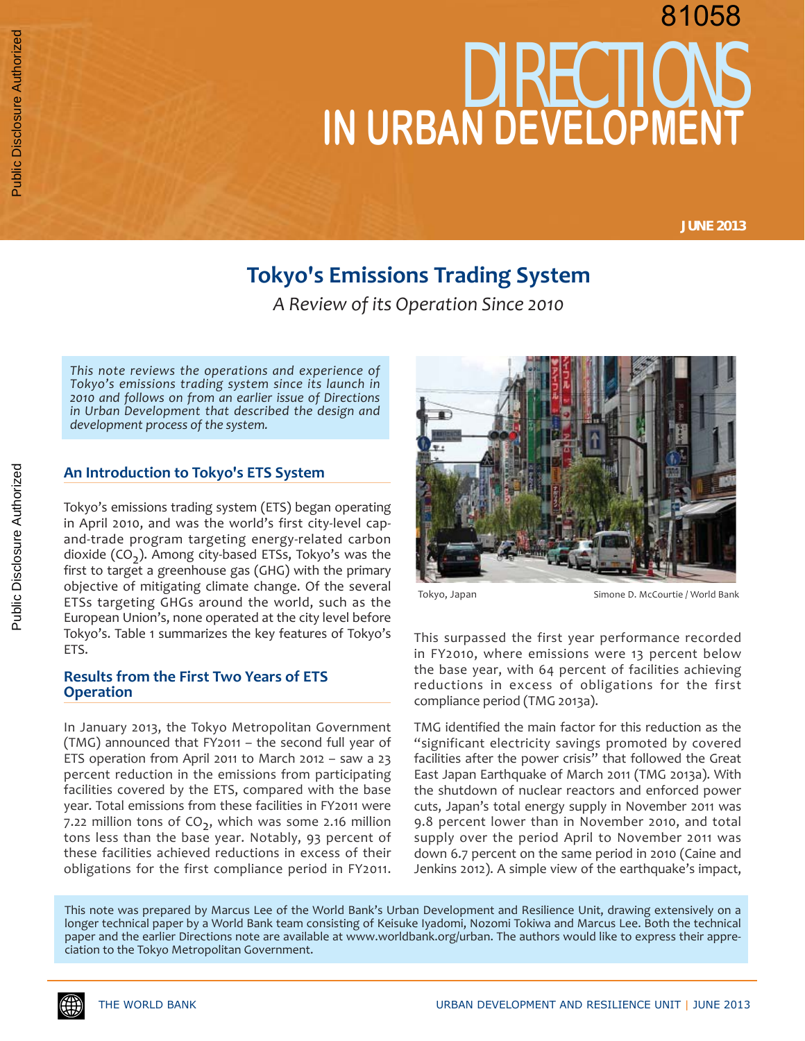81058

# DIRECTIONS IN URBAN DEVELOPMENT

**JUNE 2013**

## Tokyo's Emissions Trading System

*A Review of its Operation Since 2010*

*This note reviews the operations and experience of Tokyo's emissions trading system since its launch in 2010 and follows on from an earlier issue of Directions in Urban Development that described the design and development process of the system.*

### An Introduction to Tokyo's ETS System

Tokyo's emissions trading system (ETS) began operating in April 2010, and was the world's first city-level cap-and-trade program targeting energy-related carbon dioxide ($CO_2$). Among city-based ETSs, Tokyo's was the first to target a greenhouse gas (GHG) with the primary objective of mitigating climate change. Of the several ETSs targeting GHGs around the world, such as the European Union's, none operated at the city level before Tokyo's. Table 1 summarizes the key features of Tokyo's ETS.

### Results from the First Two Years of ETS Operation

In January 2013, the Tokyo Metropolitan Government (TMG) announced that FY2011 – the second full year of ETS operation from April 2011 to March 2012 – saw a 23 percent reduction in the emissions from participating facilities covered by the ETS, compared with the base year. Total emissions from these facilities in FY2011 were 7.22 million tons of $CO_2$, which was some 2.16 million tons less than the base year. Notably, 93 percent of these facilities achieved reductions in excess of their obligations for the first compliance period in FY2011.

Tokyo, Japan Simone D. McCourtie / World Bank

This surpassed the first year performance recorded in FY2010, where emissions were 13 percent below the base year, with 64 percent of facilities achieving reductions in excess of obligations for the first compliance period (TMG 2013a).

TMG identified the main factor for this reduction as the "significant electricity savings promoted by covered facilities after the power crisis" that followed the Great East Japan Earthquake of March 2011 (TMG 2013a). With the shutdown of nuclear reactors and enforced power cuts, Japan's total energy supply in November 2011 was 9.8 percent lower than in November 2010, and total supply over the period April to November 2011 was down 6.7 percent on the same period in 2010 (Caine and Jenkins 2012). A simple view of the earthquake's impact,

This note was prepared by Marcus Lee of the World Bank's Urban Development and Resilience Unit, drawing extensively on a longer technical paper by a World Bank team consisting of Keisuke Iyadomi, Nozomi Tokiwa and Marcus Lee. Both the technical paper and the earlier Directions note are available at www.worldbank.org/urban. The authors would like to express their appreciation to the Tokyo Metropolitan Government.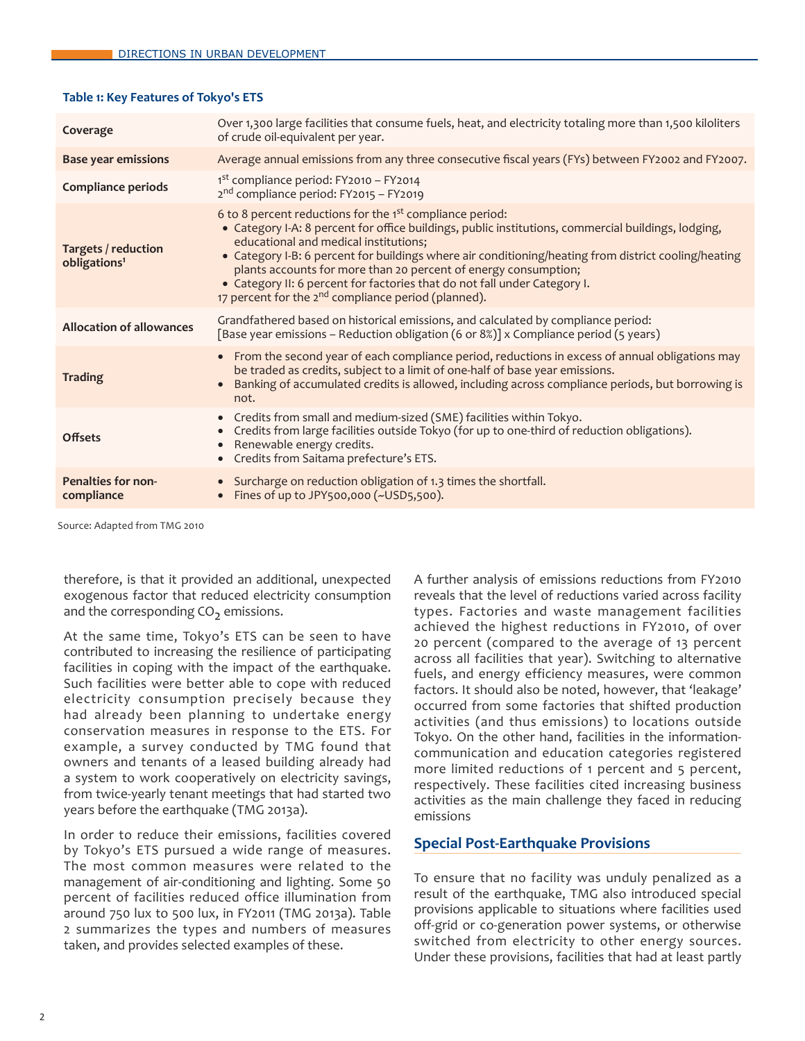**Table 1: Key Features of Tokyo's ETS**

| | |
|---|---|
| **Coverage** | Over 1,300 large facilities that consume fuels, heat, and electricity totaling more than 1,500 kiloliters of crude oil-equivalent per year. |
| **Base year emissions** | Average annual emissions from any three consecutive fiscal years (FYs) between FY2002 and FY2007. |
| **Compliance periods** | 1st compliance period: FY2010 – FY2014<br>2nd compliance period: FY2015 – FY2019 |
| **Targets / reduction obligations[1]** | 6 to 8 percent reductions for the 1st compliance period:<br>• Category I-A: 8 percent for office buildings, public institutions, commercial buildings, lodging, educational and medical institutions;<br>• Category I-B: 6 percent for buildings where air conditioning/heating from district cooling/heating plants accounts for more than 20 percent of energy consumption;<br>• Category II: 6 percent for factories that do not fall under Category I.<br>17 percent for the 2nd compliance period (planned). |
| **Allocation of allowances** | Grandfathered based on historical emissions, and calculated by compliance period:<br>[Base year emissions – Reduction obligation (6 or 8%)] x Compliance period (5 years) |
| **Trading** | • From the second year of each compliance period, reductions in excess of annual obligations may be traded as credits, subject to a limit of one-half of base year emissions.<br>• Banking of accumulated credits is allowed, including across compliance periods, but borrowing is not. |
| **Offsets** | • Credits from small and medium-sized (SME) facilities within Tokyo.<br>• Credits from large facilities outside Tokyo (for up to one-third of reduction obligations).<br>• Renewable energy credits.<br>• Credits from Saitama prefecture's ETS. |
| **Penalties for non-compliance** | • Surcharge on reduction obligation of 1.3 times the shortfall.<br>• Fines of up to JPY500,000 (~USD5,500). |

Source: Adapted from TMG 2010

therefore, is that it provided an additional, unexpected exogenous factor that reduced electricity consumption and the corresponding $CO_2$ emissions.

At the same time, Tokyo's ETS can be seen to have contributed to increasing the resilience of participating facilities in coping with the impact of the earthquake. Such facilities were better able to cope with reduced electricity consumption precisely because they had already been planning to undertake energy conservation measures in response to the ETS. For example, a survey conducted by TMG found that owners and tenants of a leased building already had a system to work cooperatively on electricity savings, from twice-yearly tenant meetings that had started two years before the earthquake (TMG 2013a).

In order to reduce their emissions, facilities covered by Tokyo's ETS pursued a wide range of measures. The most common measures were related to the management of air-conditioning and lighting. Some 50 percent of facilities reduced office illumination from around 750 lux to 500 lux, in FY2011 (TMG 2013a). Table 2 summarizes the types and numbers of measures taken, and provides selected examples of these.

A further analysis of emissions reductions from FY2010 reveals that the level of reductions varied across facility types. Factories and waste management facilities achieved the highest reductions in FY2010, of over 20 percent (compared to the average of 13 percent across all facilities that year). Switching to alternative fuels, and energy efficiency measures, were common factors. It should also be noted, however, that 'leakage' occurred from some factories that shifted production activities (and thus emissions) to locations outside Tokyo. On the other hand, facilities in the information-communication and education categories registered more limited reductions of 1 percent and 5 percent, respectively. These facilities cited increasing business activities as the main challenge they faced in reducing emissions

## Special Post-Earthquake Provisions

To ensure that no facility was unduly penalized as a result of the earthquake, TMG also introduced special provisions applicable to situations where facilities used off-grid or co-generation power systems, or otherwise switched from electricity to other energy sources. Under these provisions, facilities that had at least partly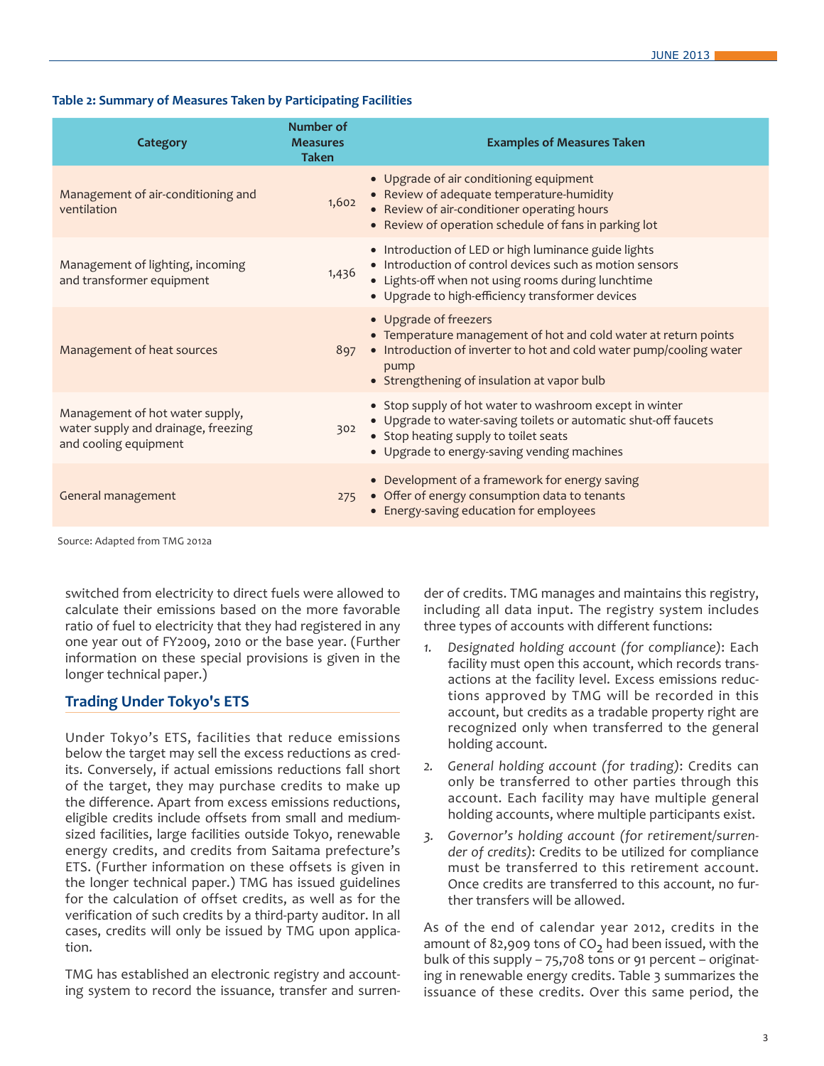**Table 2: Summary of Measures Taken by Participating Facilities**

| Category | Number of Measures Taken | Examples of Measures Taken |
|---|---|---|
| Management of air-conditioning and ventilation | 1,602 | • Upgrade of air conditioning equipment<br>• Review of adequate temperature-humidity<br>• Review of air-conditioner operating hours<br>• Review of operation schedule of fans in parking lot |
| Management of lighting, incoming and transformer equipment | 1,436 | • Introduction of LED or high luminance guide lights<br>• Introduction of control devices such as motion sensors<br>• Lights-off when not using rooms during lunchtime<br>• Upgrade to high-efficiency transformer devices |
| Management of heat sources | 897 | • Upgrade of freezers<br>• Temperature management of hot and cold water at return points<br>• Introduction of inverter to hot and cold water pump/cooling water pump<br>• Strengthening of insulation at vapor bulb |
| Management of hot water supply, water supply and drainage, freezing and cooling equipment | 302 | • Stop supply of hot water to washroom except in winter<br>• Upgrade to water-saving toilets or automatic shut-off faucets<br>• Stop heating supply to toilet seats<br>• Upgrade to energy-saving vending machines |
| General management | 275 | • Development of a framework for energy saving<br>• Offer of energy consumption data to tenants<br>• Energy-saving education for employees |

Source: Adapted from TMG 2012a

switched from electricity to direct fuels were allowed to calculate their emissions based on the more favorable ratio of fuel to electricity that they had registered in any one year out of FY2009, 2010 or the base year. (Further information on these special provisions is given in the longer technical paper.)

## Trading Under Tokyo's ETS

Under Tokyo's ETS, facilities that reduce emissions below the target may sell the excess reductions as credits. Conversely, if actual emissions reductions fall short of the target, they may purchase credits to make up the difference. Apart from excess emissions reductions, eligible credits include offsets from small and medium-sized facilities, large facilities outside Tokyo, renewable energy credits, and credits from Saitama prefecture's ETS. (Further information on these offsets is given in the longer technical paper.) TMG has issued guidelines for the calculation of offset credits, as well as for the verification of such credits by a third-party auditor. In all cases, credits will only be issued by TMG upon application.

TMG has established an electronic registry and accounting system to record the issuance, transfer and surrender of credits. TMG manages and maintains this registry, including all data input. The registry system includes three types of accounts with different functions:

1. *Designated holding account (for compliance)*: Each facility must open this account, which records transactions at the facility level. Excess emissions reductions approved by TMG will be recorded in this account, but credits as a tradable property right are recognized only when transferred to the general holding account.
2. *General holding account (for trading)*: Credits can only be transferred to other parties through this account. Each facility may have multiple general holding accounts, where multiple participants exist.
3. *Governor's holding account (for retirement/surrender of credits)*: Credits to be utilized for compliance must be transferred to this retirement account. Once credits are transferred to this account, no further transfers will be allowed.

As of the end of calendar year 2012, credits in the amount of 82,909 tons of $CO_2$ had been issued, with the bulk of this supply – 75,708 tons or 91 percent – originating in renewable energy credits. Table 3 summarizes the issuance of these credits. Over this same period, the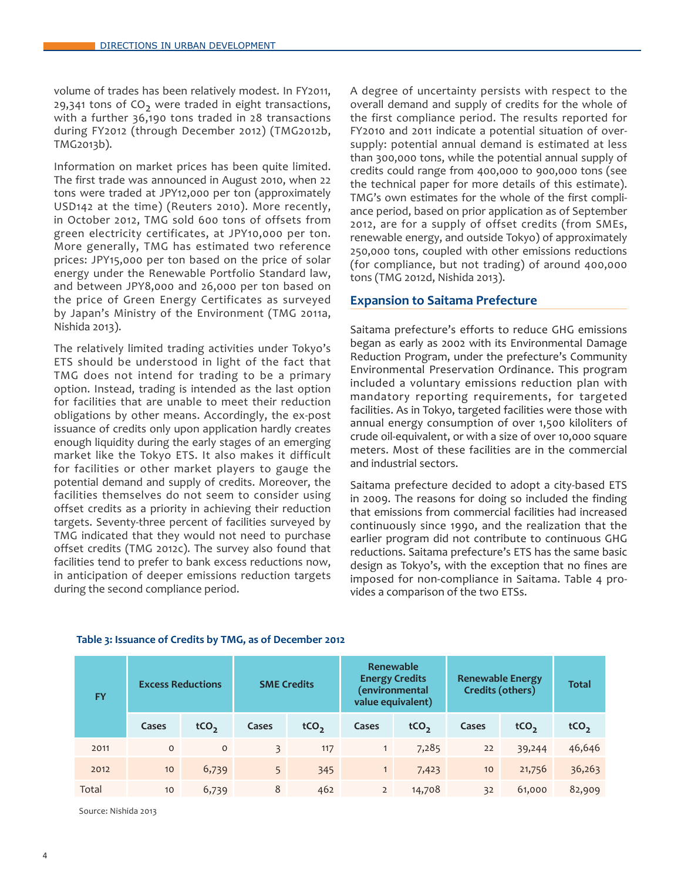volume of trades has been relatively modest. In FY2011, 29,341 tons of $CO_2$ were traded in eight transactions, with a further 36,190 tons traded in 28 transactions during FY2012 (through December 2012) (TMG2012b, TMG2013b).

Information on market prices has been quite limited. The first trade was announced in August 2010, when 22 tons were traded at JPY12,000 per ton (approximately USD142 at the time) (Reuters 2010). More recently, in October 2012, TMG sold 600 tons of offsets from green electricity certificates, at JPY10,000 per ton. More generally, TMG has estimated two reference prices: JPY15,000 per ton based on the price of solar energy under the Renewable Portfolio Standard law, and between JPY8,000 and 26,000 per ton based on the price of Green Energy Certificates as surveyed by Japan's Ministry of the Environment (TMG 2011a, Nishida 2013).

The relatively limited trading activities under Tokyo's ETS should be understood in light of the fact that TMG does not intend for trading to be a primary option. Instead, trading is intended as the last option for facilities that are unable to meet their reduction obligations by other means. Accordingly, the ex-post issuance of credits only upon application hardly creates enough liquidity during the early stages of an emerging market like the Tokyo ETS. It also makes it difficult for facilities or other market players to gauge the potential demand and supply of credits. Moreover, the facilities themselves do not seem to consider using offset credits as a priority in achieving their reduction targets. Seventy-three percent of facilities surveyed by TMG indicated that they would not need to purchase offset credits (TMG 2012c). The survey also found that facilities tend to prefer to bank excess reductions now, in anticipation of deeper emissions reduction targets during the second compliance period.

A degree of uncertainty persists with respect to the overall demand and supply of credits for the whole of the first compliance period. The results reported for FY2010 and 2011 indicate a potential situation of oversupply: potential annual demand is estimated at less than 300,000 tons, while the potential annual supply of credits could range from 400,000 to 900,000 tons (see the technical paper for more details of this estimate). TMG's own estimates for the whole of the first compliance period, based on prior application as of September 2012, are for a supply of offset credits (from SMEs, renewable energy, and outside Tokyo) of approximately 250,000 tons, coupled with other emissions reductions (for compliance, but not trading) of around 400,000 tons (TMG 2012d, Nishida 2013).

## Expansion to Saitama Prefecture

Saitama prefecture's efforts to reduce GHG emissions began as early as 2002 with its Environmental Damage Reduction Program, under the prefecture's Community Environmental Preservation Ordinance. This program included a voluntary emissions reduction plan with mandatory reporting requirements, for targeted facilities. As in Tokyo, targeted facilities were those with annual energy consumption of over 1,500 kiloliters of crude oil-equivalent, or with a size of over 10,000 square meters. Most of these facilities are in the commercial and industrial sectors.

Saitama prefecture decided to adopt a city-based ETS in 2009. The reasons for doing so included the finding that emissions from commercial facilities had increased continuously since 1990, and the realization that the earlier program did not contribute to continuous GHG reductions. Saitama prefecture's ETS has the same basic design as Tokyo's, with the exception that no fines are imposed for non-compliance in Saitama. Table 4 provides a comparison of the two ETSs.

**Table 3: Issuance of Credits by TMG, as of December 2012**

| FY | Excess Reductions | | SME Credits | | Renewable Energy Credits (environmental value equivalent) | | Renewable Energy Credits (others) | | Total |
|---|---|---|---|---|---|---|---|---|---|
| | Cases | $tCO_2$ | Cases | $tCO_2$ | Cases | $tCO_2$ | Cases | $tCO_2$ | $tCO_2$ |
| 2011 | 0 | 0 | 3 | 117 | 1 | 7,285 | 22 | 39,244 | 46,646 |
| 2012 | 10 | 6,739 | 5 | 345 | 1 | 7,423 | 10 | 21,756 | 36,263 |
| Total | 10 | 6,739 | 8 | 462 | 2 | 14,708 | 32 | 61,000 | 82,909 |

Source: Nishida 2013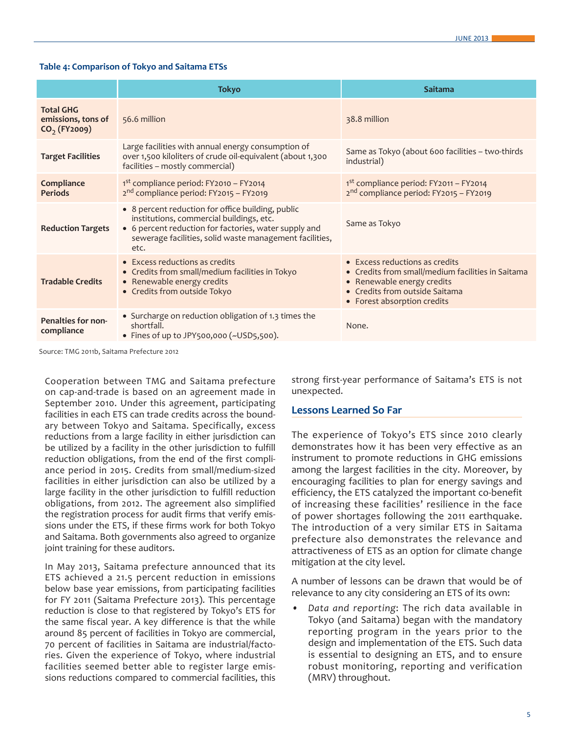**Table 4: Comparison of Tokyo and Saitama ETSs**

| | Tokyo | Saitama |
|---|---|---|
| **Total GHG emissions, tons of $CO_2$ (FY2009)** | 56.6 million | 38.8 million |
| **Target Facilities** | Large facilities with annual energy consumption of over 1,500 kiloliters of crude oil-equivalent (about 1,300 facilities – mostly commercial) | Same as Tokyo (about 600 facilities – two-thirds industrial) |
| **Compliance Periods** | 1st compliance period: FY2010 – FY2014<br>2nd compliance period: FY2015 – FY2019 | 1st compliance period: FY2011 – FY2014<br>2nd compliance period: FY2015 – FY2019 |
| **Reduction Targets** | • 8 percent reduction for office building, public institutions, commercial buildings, etc.<br>• 6 percent reduction for factories, water supply and sewerage facilities, solid waste management facilities, etc. | Same as Tokyo |
| **Tradable Credits** | • Excess reductions as credits<br>• Credits from small/medium facilities in Tokyo<br>• Renewable energy credits<br>• Credits from outside Tokyo | • Excess reductions as credits<br>• Credits from small/medium facilities in Saitama<br>• Renewable energy credits<br>• Credits from outside Saitama<br>• Forest absorption credits |
| **Penalties for non-compliance** | • Surcharge on reduction obligation of 1.3 times the shortfall.<br>• Fines of up to JPY500,000 (~USD5,500). | None. |

Source: TMG 2011b, Saitama Prefecture 2012

Cooperation between TMG and Saitama prefecture on cap-and-trade is based on an agreement made in September 2010. Under this agreement, participating facilities in each ETS can trade credits across the boundary between Tokyo and Saitama. Specifically, excess reductions from a large facility in either jurisdiction can be utilized by a facility in the other jurisdiction to fulfill reduction obligations, from the end of the first compliance period in 2015. Credits from small/medium-sized facilities in either jurisdiction can also be utilized by a large facility in the other jurisdiction to fulfill reduction obligations, from 2012. The agreement also simplified the registration process for audit firms that verify emissions under the ETS, if these firms work for both Tokyo and Saitama. Both governments also agreed to organize joint training for these auditors.

In May 2013, Saitama prefecture announced that its ETS achieved a 21.5 percent reduction in emissions below base year emissions, from participating facilities for FY 2011 (Saitama Prefecture 2013). This percentage reduction is close to that registered by Tokyo's ETS for the same fiscal year. A key difference is that the while around 85 percent of facilities in Tokyo are commercial, 70 percent of facilities in Saitama are industrial/factories. Given the experience of Tokyo, where industrial facilities seemed better able to register large emissions reductions compared to commercial facilities, this strong first-year performance of Saitama's ETS is not unexpected.

## Lessons Learned So Far

The experience of Tokyo's ETS since 2010 clearly demonstrates how it has been very effective as an instrument to promote reductions in GHG emissions among the largest facilities in the city. Moreover, by encouraging facilities to plan for energy savings and efficiency, the ETS catalyzed the important co-benefit of increasing these facilities' resilience in the face of power shortages following the 2011 earthquake. The introduction of a very similar ETS in Saitama prefecture also demonstrates the relevance and attractiveness of ETS as an option for climate change mitigation at the city level.

A number of lessons can be drawn that would be of relevance to any city considering an ETS of its own:

- *Data and reporting*: The rich data available in Tokyo (and Saitama) began with the mandatory reporting program in the years prior to the design and implementation of the ETS. Such data is essential to designing an ETS, and to ensure robust monitoring, reporting and verification (MRV) throughout.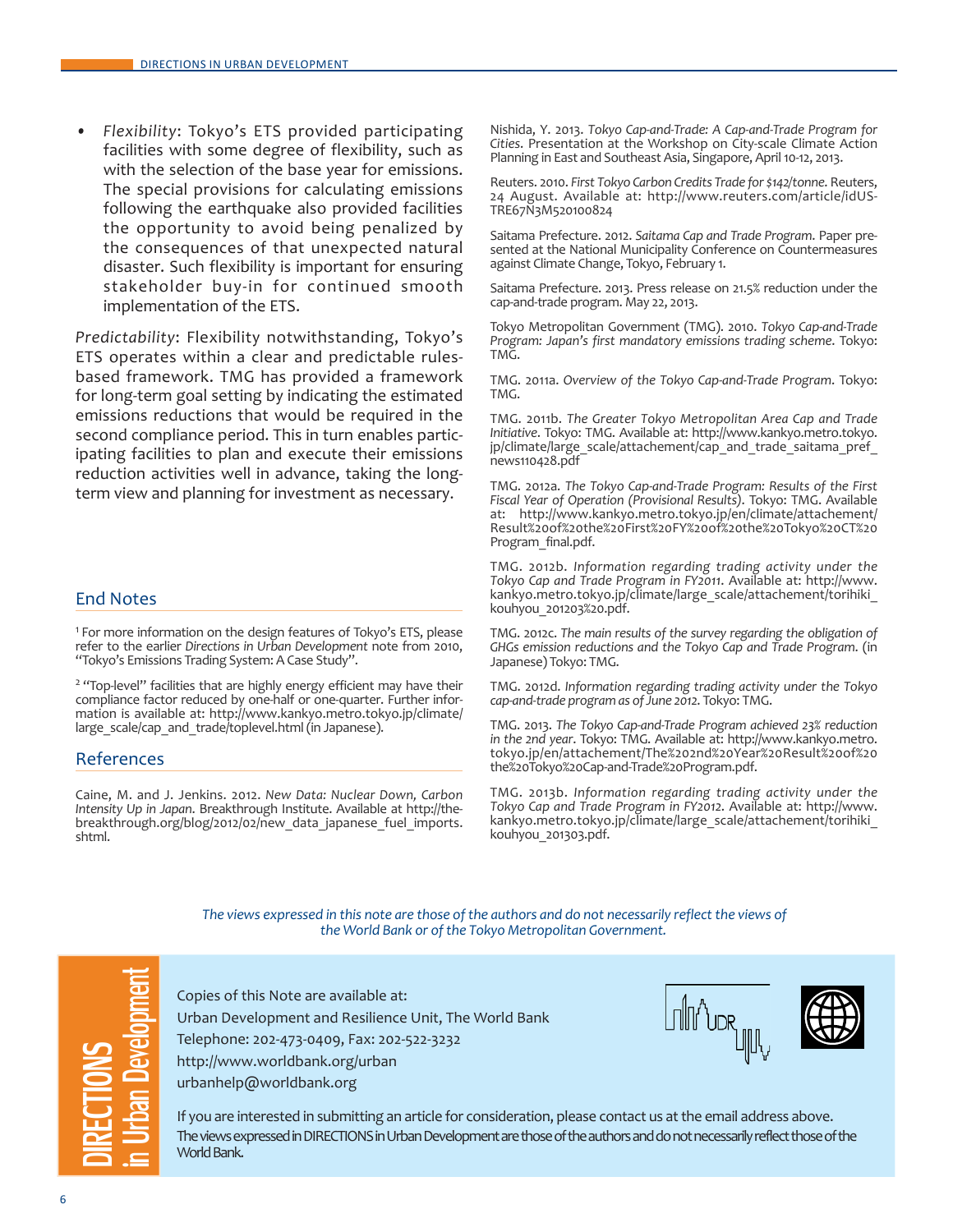- *Flexibility*: Tokyo's ETS provided participating facilities with some degree of flexibility, such as with the selection of the base year for emissions. The special provisions for calculating emissions following the earthquake also provided facilities the opportunity to avoid being penalized by the consequences of that unexpected natural disaster. Such flexibility is important for ensuring stakeholder buy-in for continued smooth implementation of the ETS.

*Predictability*: Flexibility notwithstanding, Tokyo's ETS operates within a clear and predictable rules-based framework. TMG has provided a framework for long-term goal setting by indicating the estimated emissions reductions that would be required in the second compliance period. This in turn enables participating facilities to plan and execute their emissions reduction activities well in advance, taking the long-term view and planning for investment as necessary.

## End Notes

[1] For more information on the design features of Tokyo's ETS, please refer to the earlier *Directions in Urban Development* note from 2010, "Tokyo's Emissions Trading System: A Case Study".

[2] "Top-level" facilities that are highly energy efficient may have their compliance factor reduced by one-half or one-quarter. Further information is available at: http://www.kankyo.metro.tokyo.jp/climate/large_scale/cap_and_trade/toplevel.html (in Japanese).

## References

Caine, M. and J. Jenkins. 2012. *New Data: Nuclear Down, Carbon Intensity Up in Japan*. Breakthrough Institute. Available at http://thebreakthrough.org/blog/2012/02/new_data_japanese_fuel_imports.shtml.

Nishida, Y. 2013. *Tokyo Cap-and-Trade: A Cap-and-Trade Program for Cities*. Presentation at the Workshop on City-scale Climate Action Planning in East and Southeast Asia, Singapore, April 10-12, 2013.

Reuters. 2010. *First Tokyo Carbon Credits Trade for $142/tonne*. Reuters, 24 August. Available at: http://www.reuters.com/article/idUSTRE67N3M520100824

Saitama Prefecture. 2012. *Saitama Cap and Trade Program*. Paper presented at the National Municipality Conference on Countermeasures against Climate Change, Tokyo, February 1.

Saitama Prefecture. 2013. Press release on 21.5% reduction under the cap-and-trade program. May 22, 2013.

Tokyo Metropolitan Government (TMG). 2010. *Tokyo Cap-and-Trade Program: Japan's first mandatory emissions trading scheme*. Tokyo: TMG.

TMG. 2011a. *Overview of the Tokyo Cap-and-Trade Program*. Tokyo: TMG.

TMG. 2011b. *The Greater Tokyo Metropolitan Area Cap and Trade Initiative*. Tokyo: TMG. Available at: http://www.kankyo.metro.tokyo.jp/climate/large_scale/attachement/cap_and_trade_saitama_pref_news110428.pdf

TMG. 2012a. *The Tokyo Cap-and-Trade Program: Results of the First Fiscal Year of Operation (Provisional Results)*. Tokyo: TMG. Available at: http://www.kankyo.metro.tokyo.jp/en/climate/attachement/Result%20of%20the%20First%20FY%20of%20the%20Tokyo%20CT%20Program_final.pdf.

TMG. 2012b. *Information regarding trading activity under the Tokyo Cap and Trade Program in FY2011*. Available at: http://www.kankyo.metro.tokyo.jp/climate/large_scale/attachement/torihiki_kouhyou_201203%20.pdf.

TMG. 2012c. *The main results of the survey regarding the obligation of GHGs emission reductions and the Tokyo Cap and Trade Program*. (in Japanese) Tokyo: TMG.

TMG. 2012d. *Information regarding trading activity under the Tokyo cap-and-trade program as of June 2012*. Tokyo: TMG.

TMG. 2013. *The Tokyo Cap-and-Trade Program achieved 23% reduction in the 2nd year*. Tokyo: TMG. Available at: http://www.kankyo.metro.tokyo.jp/en/attachement/The%202nd%20Year%20Result%20of%20the%20Tokyo%20Cap-and-Trade%20Program.pdf.

TMG. 2013b. *Information regarding trading activity under the Tokyo Cap and Trade Program in FY2012*. Available at: http://www.kankyo.metro.tokyo.jp/climate/large_scale/attachement/torihiki_kouhyou_201303.pdf.

*The views expressed in this note are those of the authors and do not necessarily reflect the views of the World Bank or of the Tokyo Metropolitan Government.*

DIRECTIONS in Urban Development

Copies of this Note are available at:
Urban Development and Resilience Unit, The World Bank
Telephone: 202-473-0409, Fax: 202-522-3232
http://www.worldbank.org/urban
urbanhelp@worldbank.org

If you are interested in submitting an article for consideration, please contact us at the email address above.
The views expressed in DIRECTIONS in Urban Development are those of the authors and do not necessarily reflect those of the World Bank.